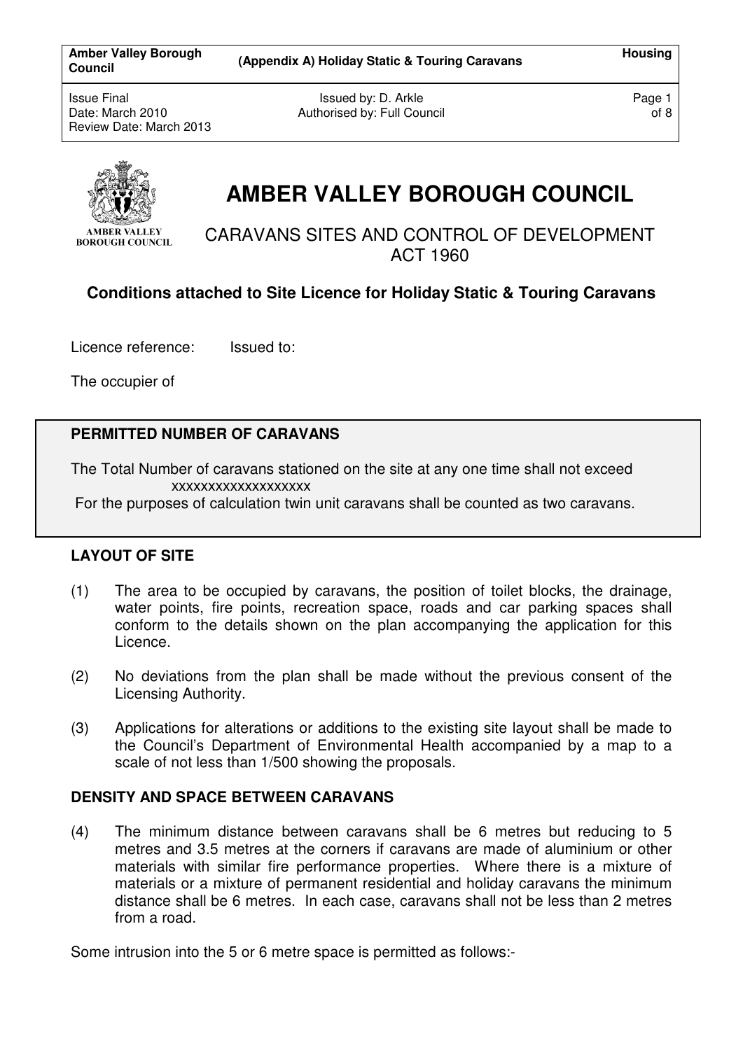# AMBER VALLEY BOROUGH COUNCIL

CARAVANS SITES AND CONTROL OF DEVELOPMENT ACT 1960

## Conditions attached to Site Licence for Holiday Static & Touring Caravans

Licence reference: Issued to:

The occupier of

### PERMITTED NUMBER OF CARAVANS

The Total Number of caravans stationed on the site at any one time shall not exceed xxxxxxxxxxxxxxxxxxx

For the purposes of calculation twin unit caravans shall be counted as two caravans.

### LAYOUT OF SITE

(1) The area to be occupied by caravans, the position of toilet blocks, the drainage, water points, fire points, recreation space, roads and car parking spaces shall conform to the details shown on the plan accompanying the application for this Licence.

(2) No deviations from the plan shall be made without the previous consent of the Licensing Authority.

(3) Applications for alterations or additions to the existing site layout shall be made to the Council's Department of Environmental Health accompanied by a map to a scale of not less than 1/500 showing the proposals.

### DENSITY AND SPACE BETWEEN CARAVANS

(4) The minimum distance between caravans shall be 6 metres but reducing to 5 metres and 3.5 metres at the corners if caravans are made of aluminium or other materials with similar fire performance properties. Where there is a mixture of materials or a mixture of permanent residential and holiday caravans the minimum distance shall be 6 metres. In each case, caravans shall not be less than 2 metres from a road.

Some intrusion into the 5 or 6 metre space is permitted as follows:-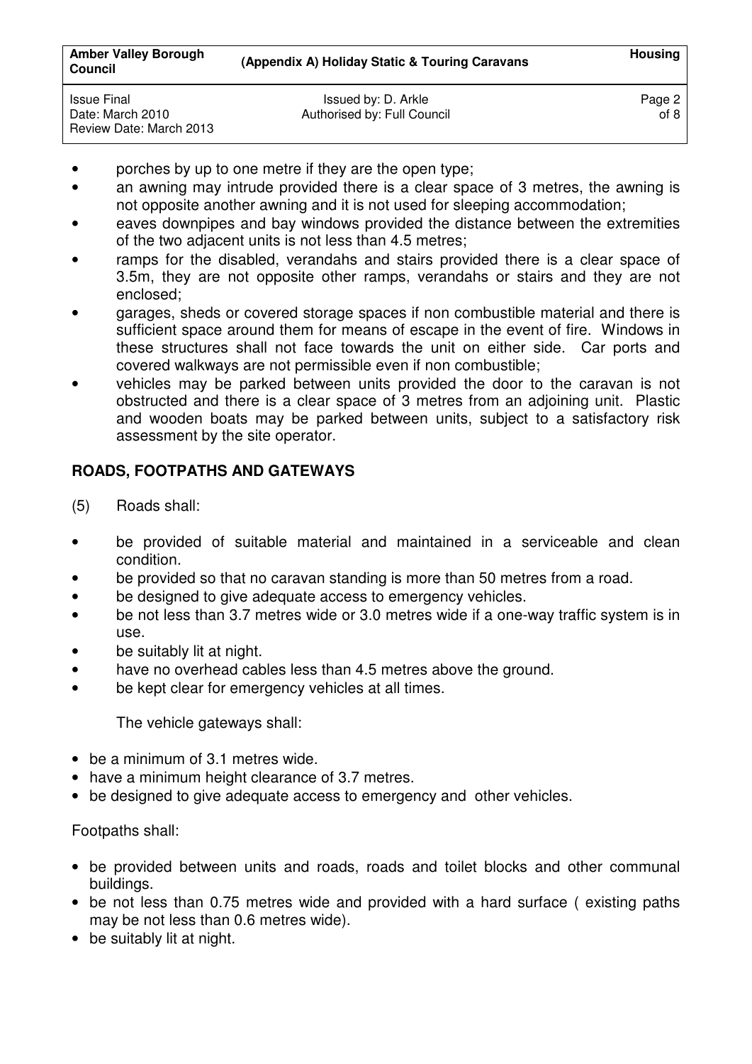- porches by up to one metre if they are the open type;
- an awning may intrude provided there is a clear space of 3 metres, the awning is not opposite another awning and it is not used for sleeping accommodation;
- eaves downpipes and bay windows provided the distance between the extremities of the two adjacent units is not less than 4.5 metres;
- ramps for the disabled, verandahs and stairs provided there is a clear space of 3.5m, they are not opposite other ramps, verandahs or stairs and they are not enclosed;
- garages, sheds or covered storage spaces if non combustible material and there is sufficient space around them for means of escape in the event of fire. Windows in these structures shall not face towards the unit on either side. Car ports and covered walkways are not permissible even if non combustible;
- vehicles may be parked between units provided the door to the caravan is not obstructed and there is a clear space of 3 metres from an adjoining unit. Plastic and wooden boats may be parked between units, subject to a satisfactory risk assessment by the site operator.

## ROADS, FOOTPATHS AND GATEWAYS

(5) Roads shall:

- be provided of suitable material and maintained in a serviceable and clean condition.
- be provided so that no caravan standing is more than 50 metres from a road.
- be designed to give adequate access to emergency vehicles.
- be not less than 3.7 metres wide or 3.0 metres wide if a one-way traffic system is in use.
- be suitably lit at night.
- have no overhead cables less than 4.5 metres above the ground.
- be kept clear for emergency vehicles at all times.

The vehicle gateways shall:

- be a minimum of 3.1 metres wide.
- have a minimum height clearance of 3.7 metres.
- be designed to give adequate access to emergency and other vehicles.

Footpaths shall:

- be provided between units and roads, roads and toilet blocks and other communal buildings.
- be not less than 0.75 metres wide and provided with a hard surface ( existing paths may be not less than 0.6 metres wide).
- be suitably lit at night.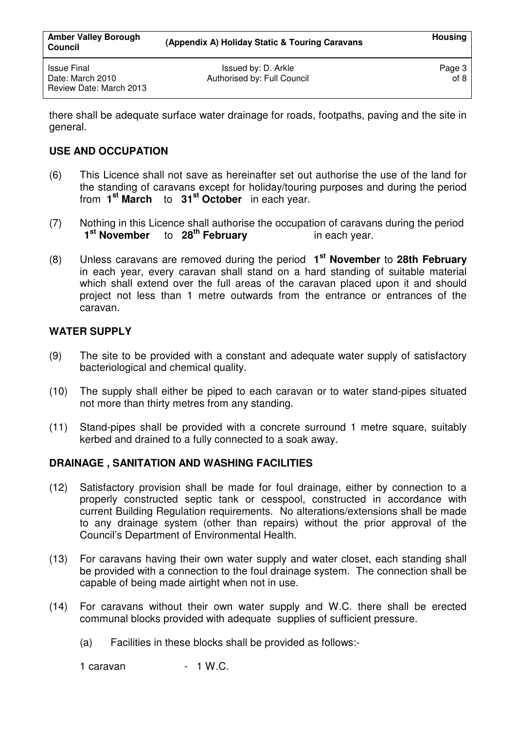there shall be adequate surface water drainage for roads, footpaths, paving and the site in general.

## USE AND OCCUPATION

(6) This Licence shall not save as hereinafter set out authorise the use of the land for the standing of caravans except for holiday/touring purposes and during the period from **1st March** to **31st October** in each year.

(7) Nothing in this Licence shall authorise the occupation of caravans during the period **1st November** to **28th February** in each year.

(8) Unless caravans are removed during the period **1st November** to **28th February** in each year, every caravan shall stand on a hard standing of suitable material which shall extend over the full areas of the caravan placed upon it and should project not less than 1 metre outwards from the entrance or entrances of the caravan.

## WATER SUPPLY

(9) The site to be provided with a constant and adequate water supply of satisfactory bacteriological and chemical quality.

(10) The supply shall either be piped to each caravan or to water stand-pipes situated not more than thirty metres from any standing.

(11) Stand-pipes shall be provided with a concrete surround 1 metre square, suitably kerbed and drained to a fully connected to a soak away.

## DRAINAGE , SANITATION AND WASHING FACILITIES

(12) Satisfactory provision shall be made for foul drainage, either by connection to a properly constructed septic tank or cesspool, constructed in accordance with current Building Regulation requirements. No alterations/extensions shall be made to any drainage system (other than repairs) without the prior approval of the Council's Department of Environmental Health.

(13) For caravans having their own water supply and water closet, each standing shall be provided with a connection to the foul drainage system. The connection shall be capable of being made airtight when not in use.

(14) For caravans without their own water supply and W.C. there shall be erected communal blocks provided with adequate supplies of sufficient pressure.

(a) Facilities in these blocks shall be provided as follows:-

1 caravan - 1 W.C.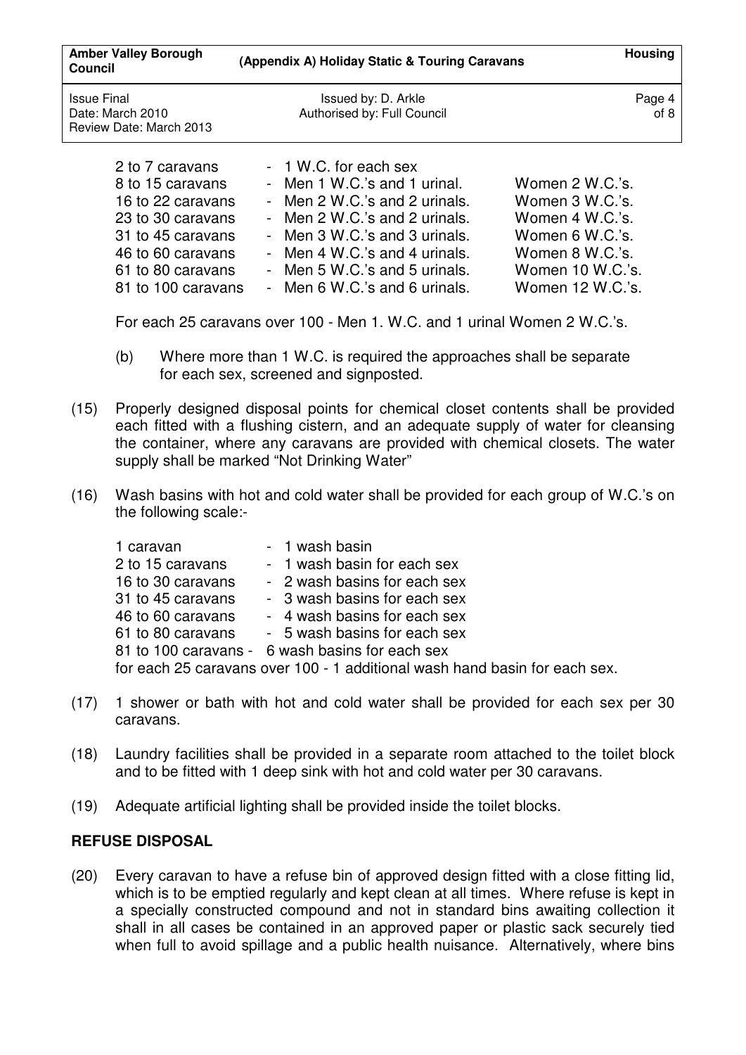| | | |
|---|---|---|
| 2 to 7 caravans | - 1 W.C. for each sex | |
| 8 to 15 caravans | - Men 1 W.C.'s and 1 urinal. | Women 2 W.C.'s. |
| 16 to 22 caravans | - Men 2 W.C.'s and 2 urinals. | Women 3 W.C.'s. |
| 23 to 30 caravans | - Men 2 W.C.'s and 2 urinals. | Women 4 W.C.'s. |
| 31 to 45 caravans | - Men 3 W.C.'s and 3 urinals. | Women 6 W.C.'s. |
| 46 to 60 caravans | - Men 4 W.C.'s and 4 urinals. | Women 8 W.C.'s. |
| 61 to 80 caravans | - Men 5 W.C.'s and 5 urinals. | Women 10 W.C.'s. |
| 81 to 100 caravans | - Men 6 W.C.'s and 6 urinals. | Women 12 W.C.'s. |

For each 25 caravans over 100 - Men 1. W.C. and 1 urinal Women 2 W.C.'s.

(b) Where more than 1 W.C. is required the approaches shall be separate for each sex, screened and signposted.

(15) Properly designed disposal points for chemical closet contents shall be provided each fitted with a flushing cistern, and an adequate supply of water for cleansing the container, where any caravans are provided with chemical closets. The water supply shall be marked "Not Drinking Water"

(16) Wash basins with hot and cold water shall be provided for each group of W.C.'s on the following scale:-

| | |
|---|---|
| 1 caravan | - 1 wash basin |
| 2 to 15 caravans | - 1 wash basin for each sex |
| 16 to 30 caravans | - 2 wash basins for each sex |
| 31 to 45 caravans | - 3 wash basins for each sex |
| 46 to 60 caravans | - 4 wash basins for each sex |
| 61 to 80 caravans | - 5 wash basins for each sex |
| 81 to 100 caravans | - 6 wash basins for each sex |

for each 25 caravans over 100 - 1 additional wash hand basin for each sex.

(17) 1 shower or bath with hot and cold water shall be provided for each sex per 30 caravans.

(18) Laundry facilities shall be provided in a separate room attached to the toilet block and to be fitted with 1 deep sink with hot and cold water per 30 caravans.

(19) Adequate artificial lighting shall be provided inside the toilet blocks.

**REFUSE DISPOSAL**

(20) Every caravan to have a refuse bin of approved design fitted with a close fitting lid, which is to be emptied regularly and kept clean at all times. Where refuse is kept in a specially constructed compound and not in standard bins awaiting collection it shall in all cases be contained in an approved paper or plastic sack securely tied when full to avoid spillage and a public health nuisance. Alternatively, where bins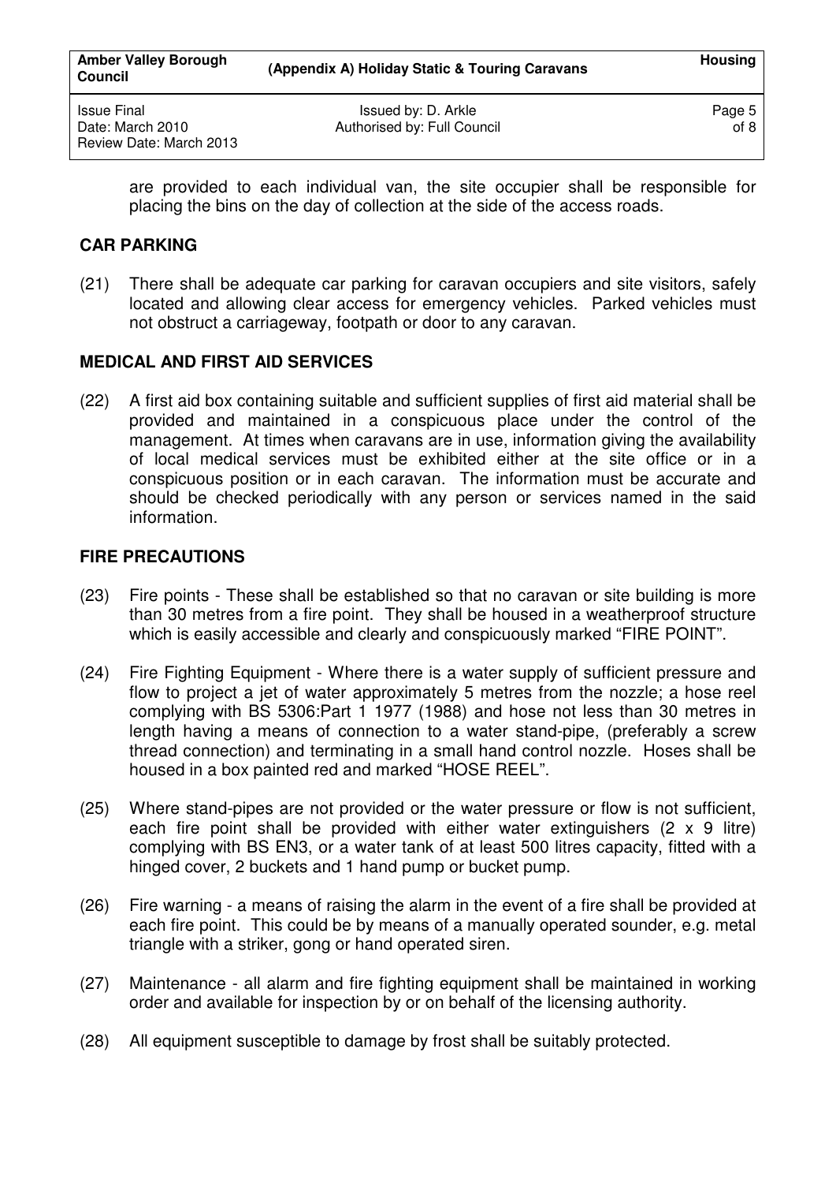are provided to each individual van, the site occupier shall be responsible for placing the bins on the day of collection at the side of the access roads.

## CAR PARKING

(21) There shall be adequate car parking for caravan occupiers and site visitors, safely located and allowing clear access for emergency vehicles. Parked vehicles must not obstruct a carriageway, footpath or door to any caravan.

## MEDICAL AND FIRST AID SERVICES

(22) A first aid box containing suitable and sufficient supplies of first aid material shall be provided and maintained in a conspicuous place under the control of the management. At times when caravans are in use, information giving the availability of local medical services must be exhibited either at the site office or in a conspicuous position or in each caravan. The information must be accurate and should be checked periodically with any person or services named in the said information.

## FIRE PRECAUTIONS

(23) Fire points - These shall be established so that no caravan or site building is more than 30 metres from a fire point. They shall be housed in a weatherproof structure which is easily accessible and clearly and conspicuously marked "FIRE POINT".

(24) Fire Fighting Equipment - Where there is a water supply of sufficient pressure and flow to project a jet of water approximately 5 metres from the nozzle; a hose reel complying with BS 5306:Part 1 1977 (1988) and hose not less than 30 metres in length having a means of connection to a water stand-pipe, (preferably a screw thread connection) and terminating in a small hand control nozzle. Hoses shall be housed in a box painted red and marked "HOSE REEL".

(25) Where stand-pipes are not provided or the water pressure or flow is not sufficient, each fire point shall be provided with either water extinguishers (2 x 9 litre) complying with BS EN3, or a water tank of at least 500 litres capacity, fitted with a hinged cover, 2 buckets and 1 hand pump or bucket pump.

(26) Fire warning - a means of raising the alarm in the event of a fire shall be provided at each fire point. This could be by means of a manually operated sounder, e.g. metal triangle with a striker, gong or hand operated siren.

(27) Maintenance - all alarm and fire fighting equipment shall be maintained in working order and available for inspection by or on behalf of the licensing authority.

(28) All equipment susceptible to damage by frost shall be suitably protected.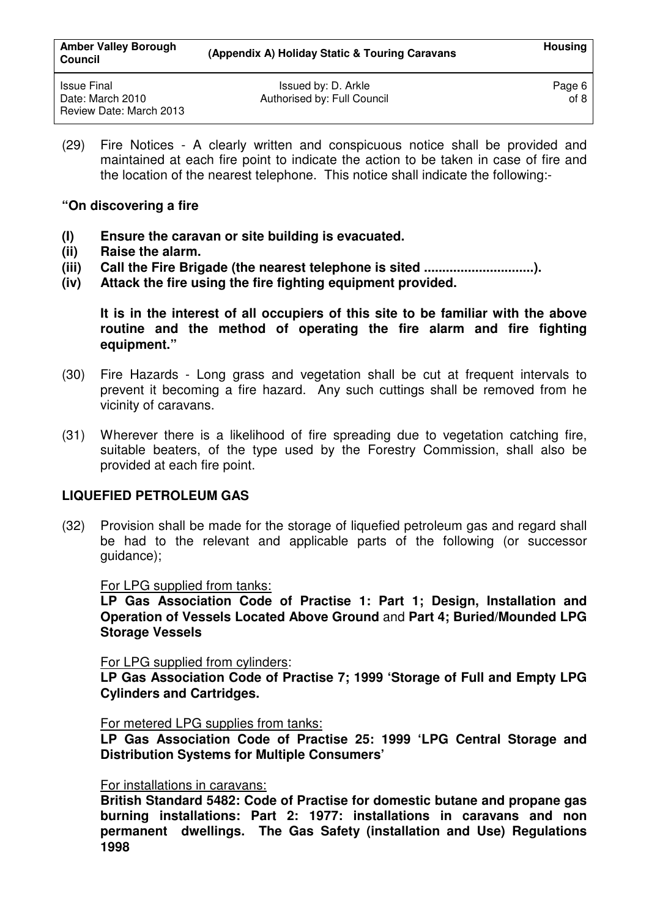(29) Fire Notices - A clearly written and conspicuous notice shall be provided and maintained at each fire point to indicate the action to be taken in case of fire and the location of the nearest telephone. This notice shall indicate the following:-

**"On discovering a fire**

**(I) Ensure the caravan or site building is evacuated.**
**(ii) Raise the alarm.**
**(iii) Call the Fire Brigade (the nearest telephone is sited ..............................).**
**(iv) Attack the fire using the fire fighting equipment provided.**

**It is in the interest of all occupiers of this site to be familiar with the above routine and the method of operating the fire alarm and fire fighting equipment."**

(30) Fire Hazards - Long grass and vegetation shall be cut at frequent intervals to prevent it becoming a fire hazard. Any such cuttings shall be removed from he vicinity of caravans.

(31) Wherever there is a likelihood of fire spreading due to vegetation catching fire, suitable beaters, of the type used by the Forestry Commission, shall also be provided at each fire point.

## LIQUEFIED PETROLEUM GAS

(32) Provision shall be made for the storage of liquefied petroleum gas and regard shall be had to the relevant and applicable parts of the following (or successor guidance);

For LPG supplied from tanks:
**LP Gas Association Code of Practise 1: Part 1; Design, Installation and Operation of Vessels Located Above Ground** and **Part 4; Buried/Mounded LPG Storage Vessels**

For LPG supplied from cylinders:
**LP Gas Association Code of Practise 7; 1999 'Storage of Full and Empty LPG Cylinders and Cartridges.**

For metered LPG supplies from tanks:
**LP Gas Association Code of Practise 25: 1999 'LPG Central Storage and Distribution Systems for Multiple Consumers'**

For installations in caravans:
**British Standard 5482: Code of Practise for domestic butane and propane gas burning installations: Part 2: 1977: installations in caravans and non permanent dwellings. The Gas Safety (installation and Use) Regulations 1998**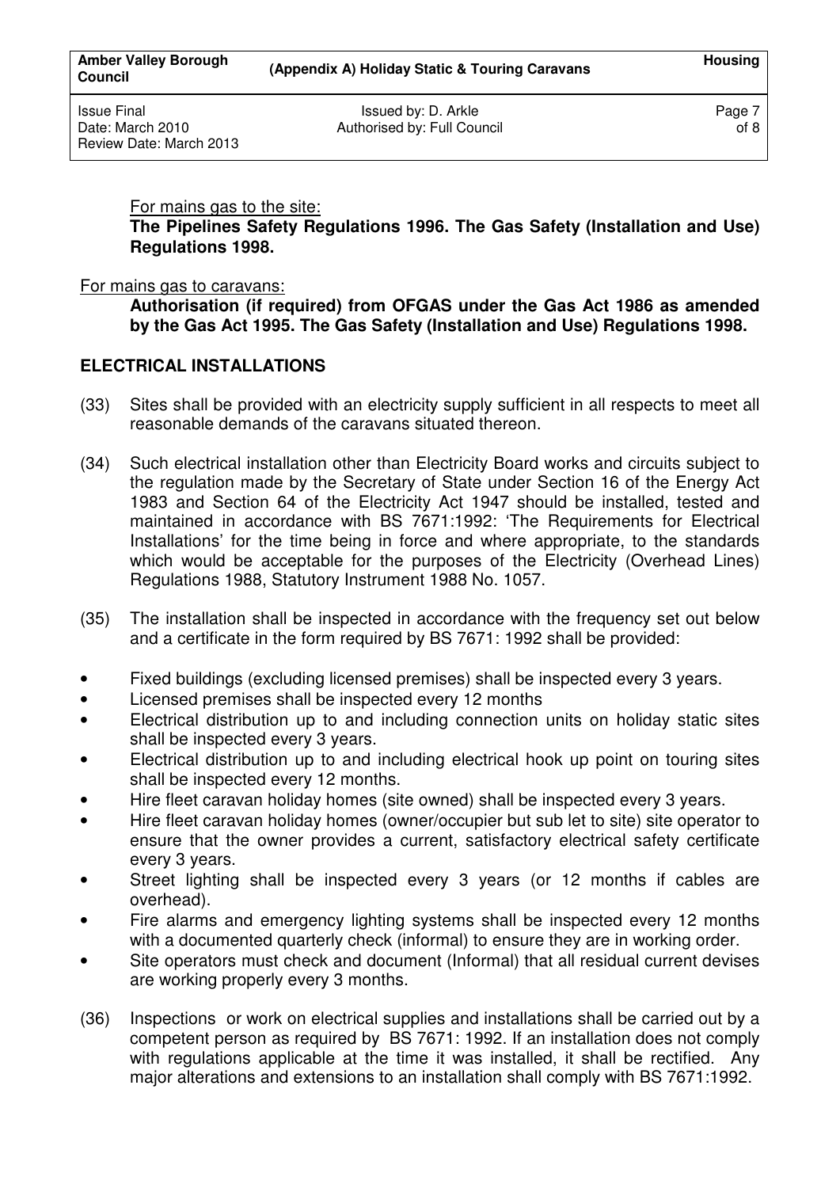For mains gas to the site:

**The Pipelines Safety Regulations 1996. The Gas Safety (Installation and Use) Regulations 1998.**

For mains gas to caravans:

**Authorisation (if required) from OFGAS under the Gas Act 1986 as amended by the Gas Act 1995. The Gas Safety (Installation and Use) Regulations 1998.**

## ELECTRICAL INSTALLATIONS

(33) Sites shall be provided with an electricity supply sufficient in all respects to meet all reasonable demands of the caravans situated thereon.

(34) Such electrical installation other than Electricity Board works and circuits subject to the regulation made by the Secretary of State under Section 16 of the Energy Act 1983 and Section 64 of the Electricity Act 1947 should be installed, tested and maintained in accordance with BS 7671:1992: 'The Requirements for Electrical Installations' for the time being in force and where appropriate, to the standards which would be acceptable for the purposes of the Electricity (Overhead Lines) Regulations 1988, Statutory Instrument 1988 No. 1057.

(35) The installation shall be inspected in accordance with the frequency set out below and a certificate in the form required by BS 7671: 1992 shall be provided:

- Fixed buildings (excluding licensed premises) shall be inspected every 3 years.
- Licensed premises shall be inspected every 12 months
- Electrical distribution up to and including connection units on holiday static sites shall be inspected every 3 years.
- Electrical distribution up to and including electrical hook up point on touring sites shall be inspected every 12 months.
- Hire fleet caravan holiday homes (site owned) shall be inspected every 3 years.
- Hire fleet caravan holiday homes (owner/occupier but sub let to site) site operator to ensure that the owner provides a current, satisfactory electrical safety certificate every 3 years.
- Street lighting shall be inspected every 3 years (or 12 months if cables are overhead).
- Fire alarms and emergency lighting systems shall be inspected every 12 months with a documented quarterly check (informal) to ensure they are in working order.
- Site operators must check and document (Informal) that all residual current devises are working properly every 3 months.

(36) Inspections or work on electrical supplies and installations shall be carried out by a competent person as required by BS 7671: 1992. If an installation does not comply with regulations applicable at the time it was installed, it shall be rectified. Any major alterations and extensions to an installation shall comply with BS 7671:1992.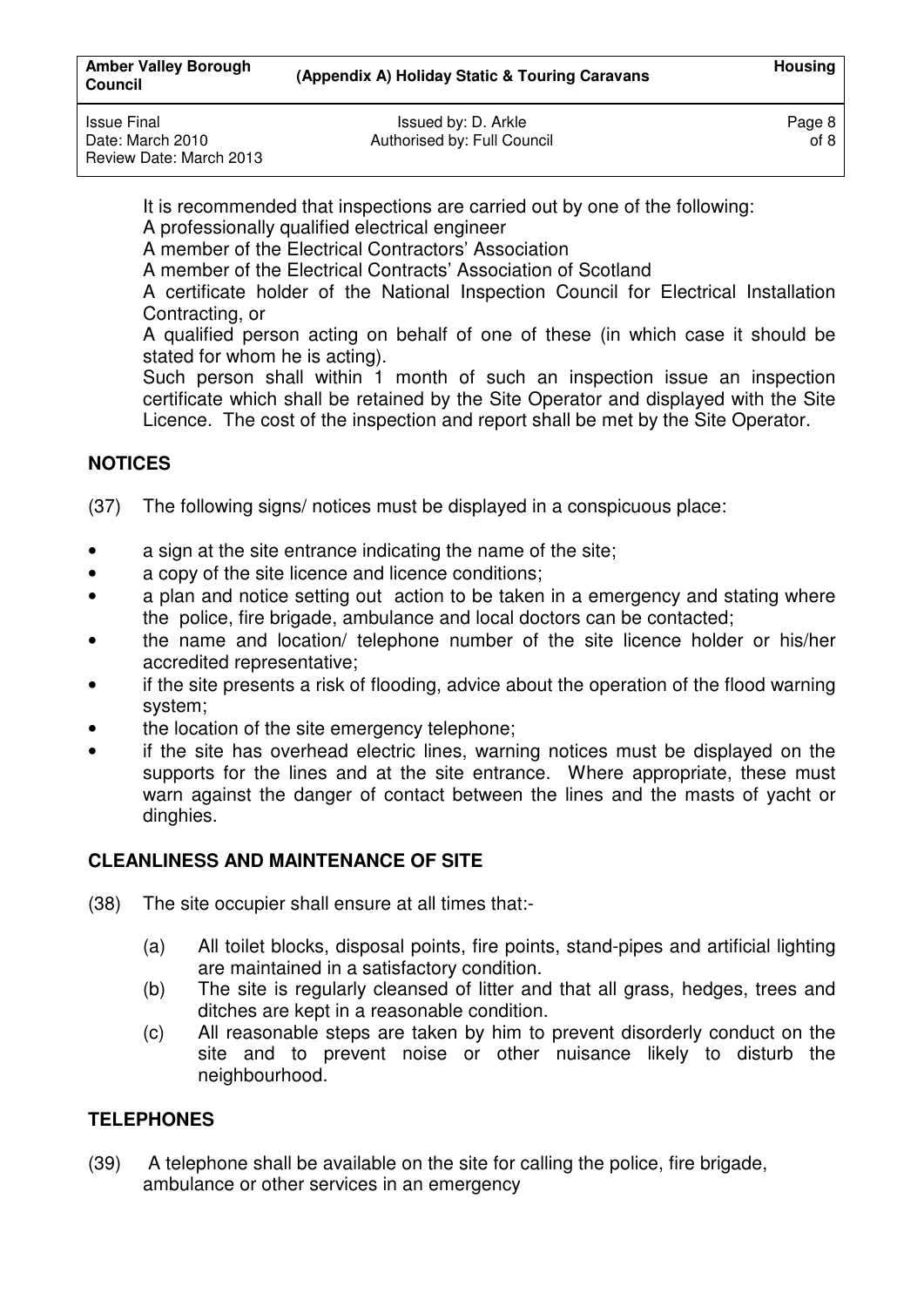It is recommended that inspections are carried out by one of the following:

A professionally qualified electrical engineer

A member of the Electrical Contractors' Association

A member of the Electrical Contracts' Association of Scotland

A certificate holder of the National Inspection Council for Electrical Installation Contracting, or

A qualified person acting on behalf of one of these (in which case it should be stated for whom he is acting).

Such person shall within 1 month of such an inspection issue an inspection certificate which shall be retained by the Site Operator and displayed with the Site Licence. The cost of the inspection and report shall be met by the Site Operator.

## NOTICES

(37) The following signs/ notices must be displayed in a conspicuous place:

- a sign at the site entrance indicating the name of the site;
- a copy of the site licence and licence conditions;
- a plan and notice setting out action to be taken in a emergency and stating where the police, fire brigade, ambulance and local doctors can be contacted;
- the name and location/ telephone number of the site licence holder or his/her accredited representative;
- if the site presents a risk of flooding, advice about the operation of the flood warning system;
- the location of the site emergency telephone;
- if the site has overhead electric lines, warning notices must be displayed on the supports for the lines and at the site entrance. Where appropriate, these must warn against the danger of contact between the lines and the masts of yacht or dinghies.

## CLEANLINESS AND MAINTENANCE OF SITE

(38) The site occupier shall ensure at all times that:-

(a) All toilet blocks, disposal points, fire points, stand-pipes and artificial lighting are maintained in a satisfactory condition.

(b) The site is regularly cleansed of litter and that all grass, hedges, trees and ditches are kept in a reasonable condition.

(c) All reasonable steps are taken by him to prevent disorderly conduct on the site and to prevent noise or other nuisance likely to disturb the neighbourhood.

## TELEPHONES

(39) A telephone shall be available on the site for calling the police, fire brigade, ambulance or other services in an emergency